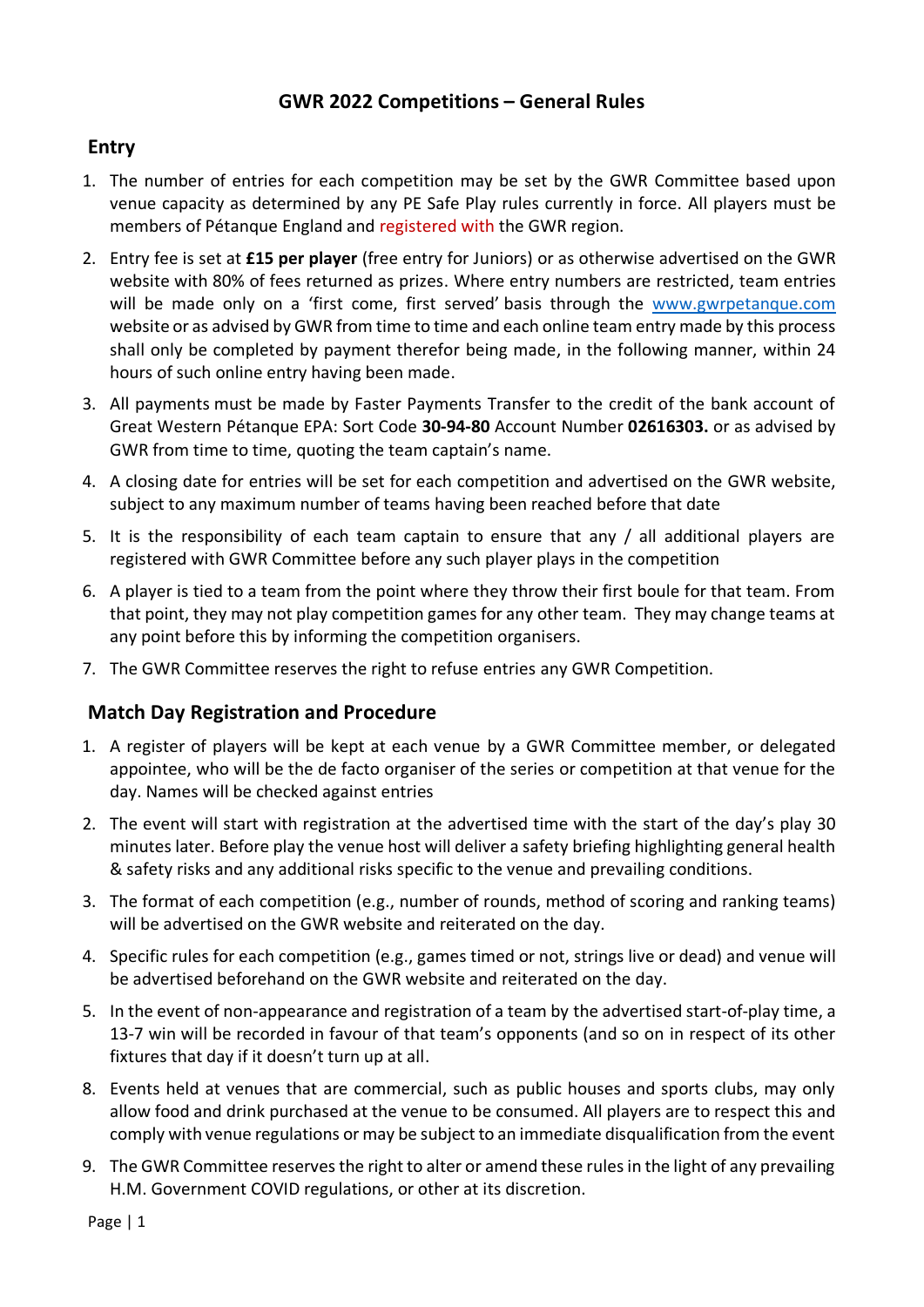# GWR 2022 Competitions – General Rules

## Entry

1. The number of entries for each competition may be set by the GWR Committee based upon venue capacity as determined by any PE Safe Play rules currently in force. All players must be members of Pétanque England and registered with the GWR region.
2. Entry fee is set at **£15 per player** (free entry for Juniors) or as otherwise advertised on the GWR website with 80% of fees returned as prizes. Where entry numbers are restricted, team entries will be made only on a 'first come, first served' basis through the www.gwrpetanque.com website or as advised by GWR from time to time and each online team entry made by this process shall only be completed by payment therefor being made, in the following manner, within 24 hours of such online entry having been made.
3. All payments must be made by Faster Payments Transfer to the credit of the bank account of Great Western Pétanque EPA: Sort Code **30-94-80** Account Number **02616303.** or as advised by GWR from time to time, quoting the team captain's name.
4. A closing date for entries will be set for each competition and advertised on the GWR website, subject to any maximum number of teams having been reached before that date
5. It is the responsibility of each team captain to ensure that any / all additional players are registered with GWR Committee before any such player plays in the competition
6. A player is tied to a team from the point where they throw their first boule for that team. From that point, they may not play competition games for any other team. They may change teams at any point before this by informing the competition organisers.
7. The GWR Committee reserves the right to refuse entries any GWR Competition.

## Match Day Registration and Procedure

1. A register of players will be kept at each venue by a GWR Committee member, or delegated appointee, who will be the de facto organiser of the series or competition at that venue for the day. Names will be checked against entries
2. The event will start with registration at the advertised time with the start of the day's play 30 minutes later. Before play the venue host will deliver a safety briefing highlighting general health & safety risks and any additional risks specific to the venue and prevailing conditions.
3. The format of each competition (e.g., number of rounds, method of scoring and ranking teams) will be advertised on the GWR website and reiterated on the day.
4. Specific rules for each competition (e.g., games timed or not, strings live or dead) and venue will be advertised beforehand on the GWR website and reiterated on the day.
5. In the event of non-appearance and registration of a team by the advertised start-of-play time, a 13-7 win will be recorded in favour of that team's opponents (and so on in respect of its other fixtures that day if it doesn't turn up at all.

8. Events held at venues that are commercial, such as public houses and sports clubs, may only allow food and drink purchased at the venue to be consumed. All players are to respect this and comply with venue regulations or may be subject to an immediate disqualification from the event
9. The GWR Committee reserves the right to alter or amend these rules in the light of any prevailing H.M. Government COVID regulations, or other at its discretion.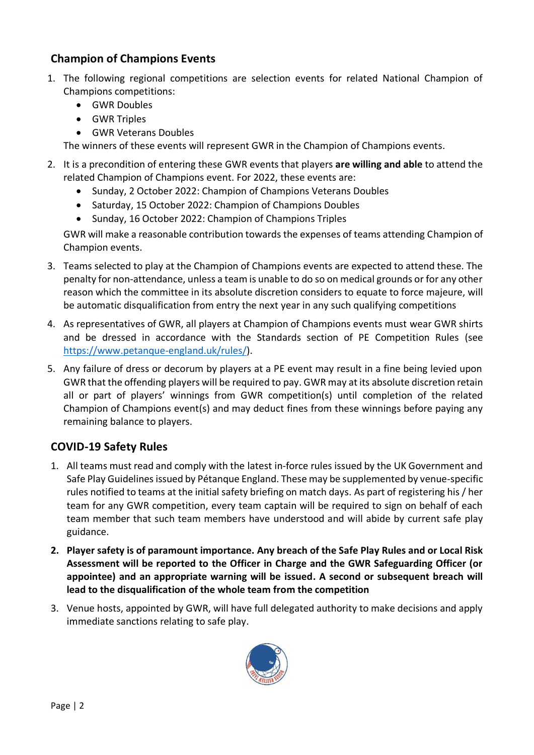## Champion of Champions Events

1. The following regional competitions are selection events for related National Champion of Champions competitions:
   - GWR Doubles
   - GWR Triples
   - GWR Veterans Doubles

   The winners of these events will represent GWR in the Champion of Champions events.

2. It is a precondition of entering these GWR events that players **are willing and able** to attend the related Champion of Champions event. For 2022, these events are:
   - Sunday, 2 October 2022: Champion of Champions Veterans Doubles
   - Saturday, 15 October 2022: Champion of Champions Doubles
   - Sunday, 16 October 2022: Champion of Champions Triples

   GWR will make a reasonable contribution towards the expenses of teams attending Champion of Champion events.

3. Teams selected to play at the Champion of Champions events are expected to attend these. The penalty for non-attendance, unless a team is unable to do so on medical grounds or for any other reason which the committee in its absolute discretion considers to equate to force majeure, will be automatic disqualification from entry the next year in any such qualifying competitions

4. As representatives of GWR, all players at Champion of Champions events must wear GWR shirts and be dressed in accordance with the Standards section of PE Competition Rules (see https://www.petanque-england.uk/rules/).

5. Any failure of dress or decorum by players at a PE event may result in a fine being levied upon GWR that the offending players will be required to pay. GWR may at its absolute discretion retain all or part of players' winnings from GWR competition(s) until completion of the related Champion of Champions event(s) and may deduct fines from these winnings before paying any remaining balance to players.

## COVID-19 Safety Rules

1. All teams must read and comply with the latest in-force rules issued by the UK Government and Safe Play Guidelines issued by Pétanque England. These may be supplemented by venue-specific rules notified to teams at the initial safety briefing on match days. As part of registering his / her team for any GWR competition, every team captain will be required to sign on behalf of each team member that such team members have understood and will abide by current safe play guidance.

2. **Player safety is of paramount importance. Any breach of the Safe Play Rules and or Local Risk Assessment will be reported to the Officer in Charge and the GWR Safeguarding Officer (or appointee) and an appropriate warning will be issued. A second or subsequent breach will lead to the disqualification of the whole team from the competition**

3. Venue hosts, appointed by GWR, will have full delegated authority to make decisions and apply immediate sanctions relating to safe play.